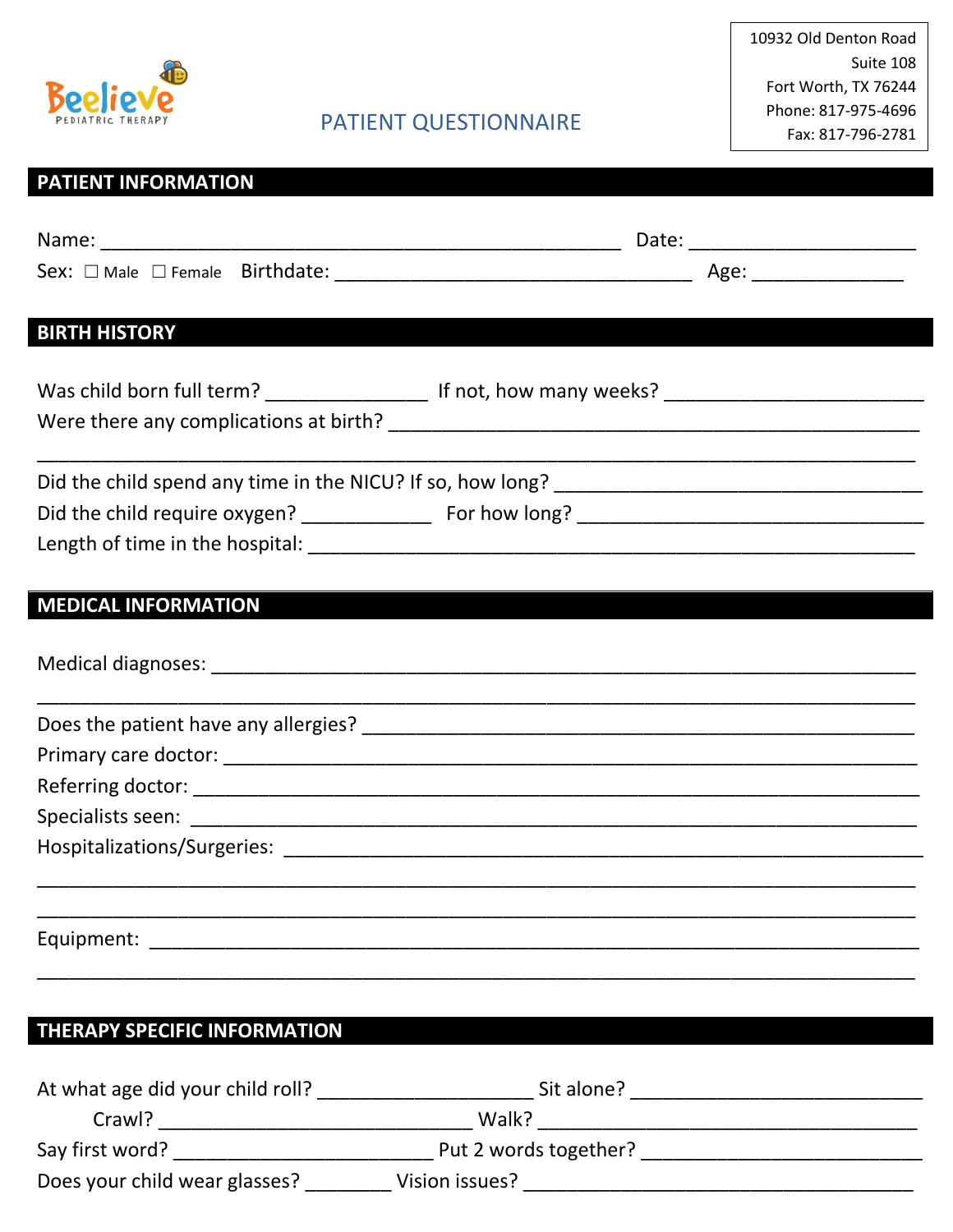Beelieve
PEDIATRIC THERAPY

# PATIENT QUESTIONNAIRE

10932 Old Denton Road
Suite 108
Fort Worth, TX 76244
Phone: 817-975-4696
Fax: 817-796-2781

## PATIENT INFORMATION

Name: ______________________________________________ Date: ____________________

Sex: ☐ Male ☐ Female Birthdate: ______________________________ Age: _____________

## BIRTH HISTORY

Was child born full term? ______________ If not, how many weeks? ______________________

Were there any complications at birth? _____________________________________________

______________________________________________________________________________

Did the child spend any time in the NICU? If so, how long? _______________________________

Did the child require oxygen? ___________ For how long? ______________________________

Length of time in the hospital: ___________________________________________________

## MEDICAL INFORMATION

Medical diagnoses: ___________________________________________________________

______________________________________________________________________________

Does the patient have any allergies? _______________________________________________

Primary care doctor: __________________________________________________________

Referring doctor: _____________________________________________________________

Specialists seen: _____________________________________________________________

Hospitalizations/Surgeries: _____________________________________________________

______________________________________________________________________________

______________________________________________________________________________

Equipment: _________________________________________________________________

______________________________________________________________________________

## THERAPY SPECIFIC INFORMATION

At what age did your child roll? __________________ Sit alone? _______________________

Crawl? ___________________________ Walk? __________________________________

Say first word? _______________________ Put 2 words together? ______________________

Does your child wear glasses? _______ Vision issues? ________________________________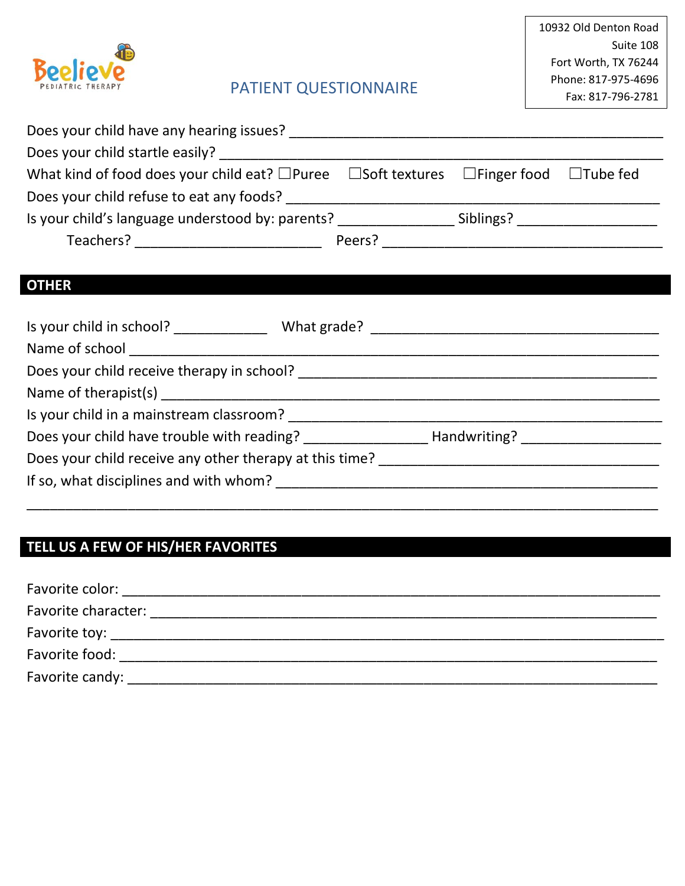Beelieve PEDIATRIC THERAPY

# PATIENT QUESTIONNAIRE

10932 Old Denton Road
Suite 108
Fort Worth, TX 76244
Phone: 817-975-4696
Fax: 817-796-2781

Does your child have any hearing issues? ______________________________________________
Does your child startle easily? ______________________________________________________
What kind of food does your child eat? ☐Puree ☐Soft textures ☐Finger food ☐Tube fed
Does your child refuse to eat any foods? _______________________________________________
Is your child's language understood by: parents? ______________ Siblings? _________________
Teachers? _______________________ Peers? ___________________________________

## OTHER

Is your child in school? ___________ What grade? ___________________________________
Name of school ___________________________________________________________________
Does your child receive therapy in school? _____________________________________________
Name of therapist(s) _______________________________________________________________
Is your child in a mainstream classroom? _______________________________________________
Does your child have trouble with reading? _______________ Handwriting? _________________
Does your child receive any other therapy at this time? ___________________________________
If so, what disciplines and with whom? ________________________________________________
___________________________________________________________________________________

## TELL US A FEW OF HIS/HER FAVORITES

Favorite color: ____________________________________________________________________
Favorite character: _________________________________________________________________
Favorite toy: ______________________________________________________________________
Favorite food: _____________________________________________________________________
Favorite candy: ____________________________________________________________________